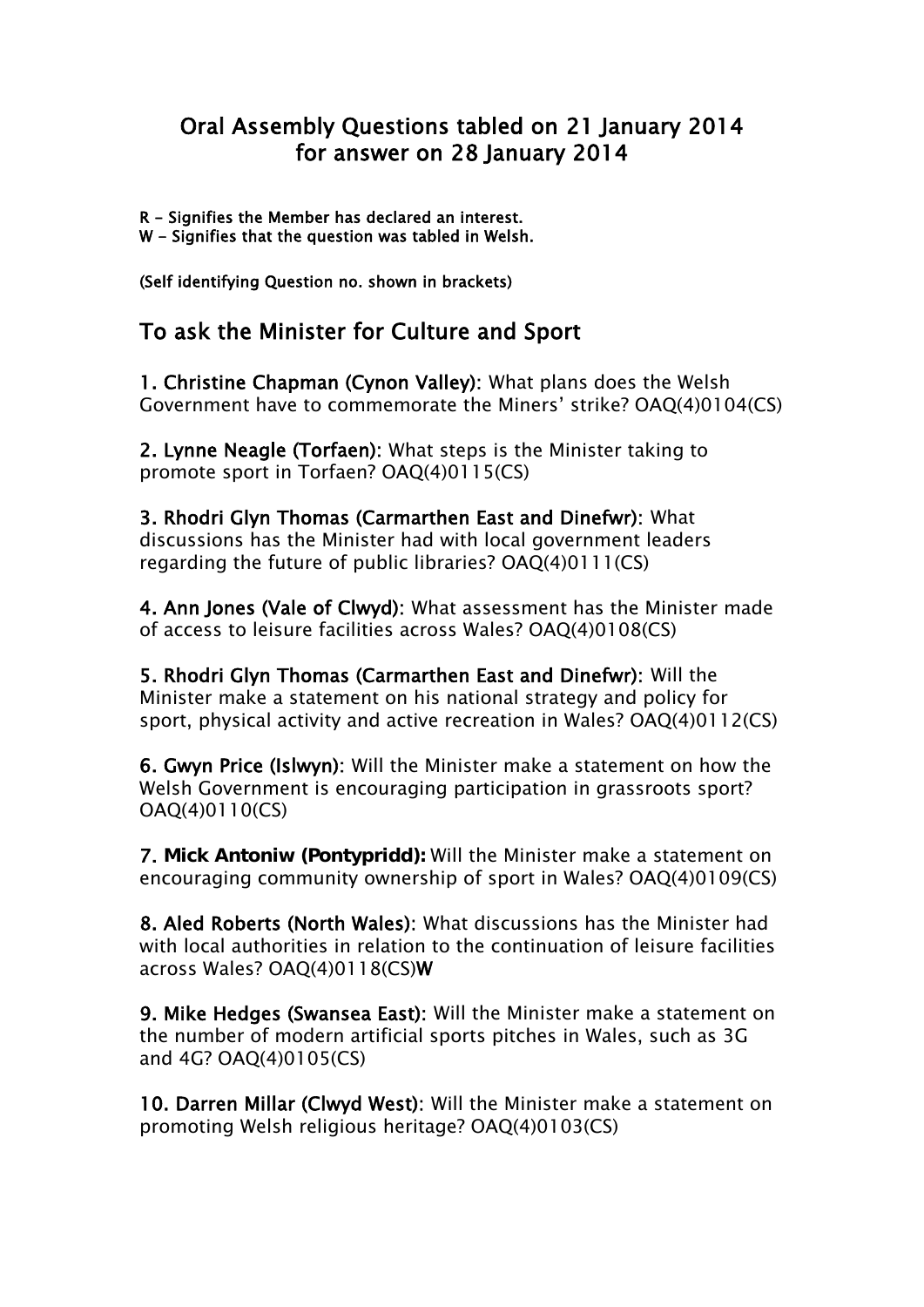# Oral Assembly Questions tabled on 21 January 2014 for answer on 28 January 2014

**R - Signifies the Member has declared an interest.**
**W - Signifies that the question was tabled in Welsh.**

**(Self identifying Question no. shown in brackets)**

## To ask the Minister for Culture and Sport

**1. Christine Chapman (Cynon Valley):** What plans does the Welsh Government have to commemorate the Miners' strike? OAQ(4)0104(CS)

**2. Lynne Neagle (Torfaen):** What steps is the Minister taking to promote sport in Torfaen? OAQ(4)0115(CS)

**3. Rhodri Glyn Thomas (Carmarthen East and Dinefwr):** What discussions has the Minister had with local government leaders regarding the future of public libraries? OAQ(4)0111(CS)

**4. Ann Jones (Vale of Clwyd):** What assessment has the Minister made of access to leisure facilities across Wales? OAQ(4)0108(CS)

**5. Rhodri Glyn Thomas (Carmarthen East and Dinefwr):** Will the Minister make a statement on his national strategy and policy for sport, physical activity and active recreation in Wales? OAQ(4)0112(CS)

**6. Gwyn Price (Islwyn):** Will the Minister make a statement on how the Welsh Government is encouraging participation in grassroots sport? OAQ(4)0110(CS)

**7. Mick Antoniw (Pontypridd):** Will the Minister make a statement on encouraging community ownership of sport in Wales? OAQ(4)0109(CS)

**8. Aled Roberts (North Wales):** What discussions has the Minister had with local authorities in relation to the continuation of leisure facilities across Wales? OAQ(4)0118(CS)**W**

**9. Mike Hedges (Swansea East):** Will the Minister make a statement on the number of modern artificial sports pitches in Wales, such as 3G and 4G? OAQ(4)0105(CS)

**10. Darren Millar (Clwyd West):** Will the Minister make a statement on promoting Welsh religious heritage? OAQ(4)0103(CS)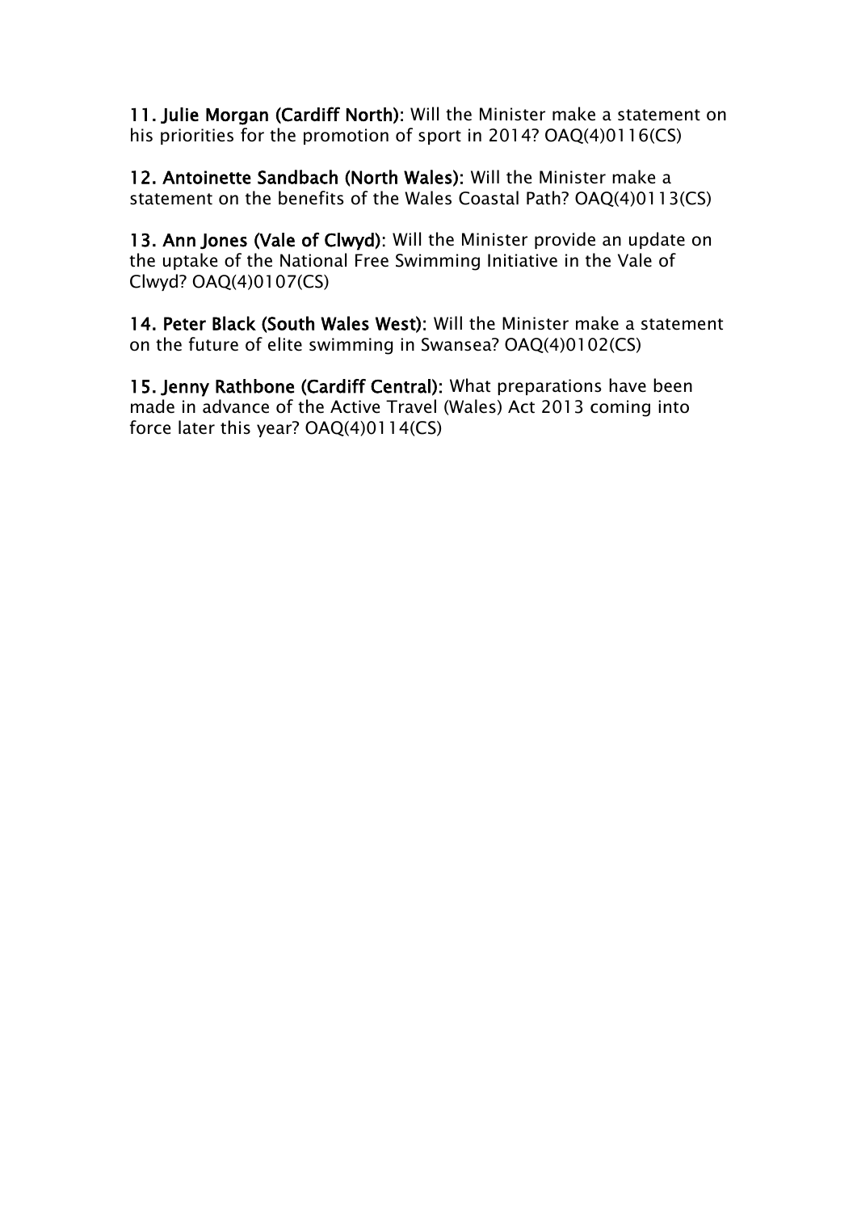**11. Julie Morgan (Cardiff North):** Will the Minister make a statement on his priorities for the promotion of sport in 2014? OAQ(4)0116(CS)

**12. Antoinette Sandbach (North Wales):** Will the Minister make a statement on the benefits of the Wales Coastal Path? OAQ(4)0113(CS)

**13. Ann Jones (Vale of Clwyd):** Will the Minister provide an update on the uptake of the National Free Swimming Initiative in the Vale of Clwyd? OAQ(4)0107(CS)

**14. Peter Black (South Wales West):** Will the Minister make a statement on the future of elite swimming in Swansea? OAQ(4)0102(CS)

**15. Jenny Rathbone (Cardiff Central):** What preparations have been made in advance of the Active Travel (Wales) Act 2013 coming into force later this year? OAQ(4)0114(CS)